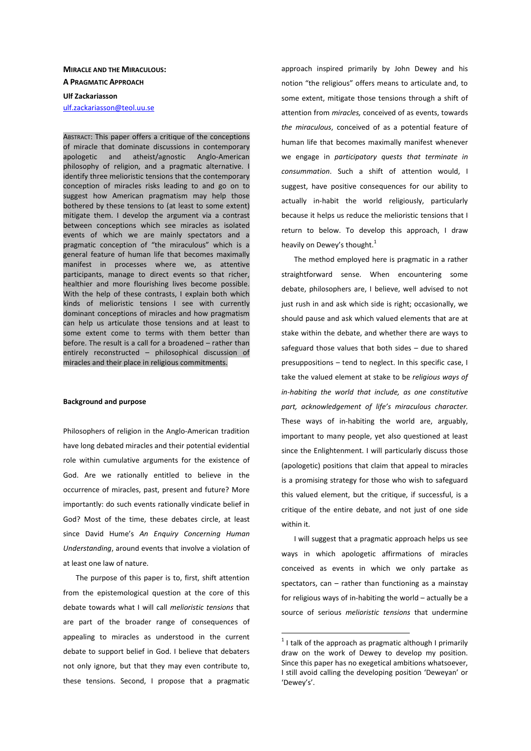**MIRACLE AND THE MIRACULOUS:**
**A PRAGMATIC APPROACH**

**Ulf Zackariasson**
ulf.zackariasson@teol.uu.se

ABSTRACT: This paper offers a critique of the conceptions of miracle that dominate discussions in contemporary apologetic and atheist/agnostic Anglo-American philosophy of religion, and a pragmatic alternative. I identify three melioristic tensions that the contemporary conception of miracles risks leading to and go on to suggest how American pragmatism may help those bothered by these tensions to (at least to some extent) mitigate them. I develop the argument via a contrast between conceptions which see miracles as isolated events of which we are mainly spectators and a pragmatic conception of "the miraculous" which is a general feature of human life that becomes maximally manifest in processes where we, as attentive participants, manage to direct events so that richer, healthier and more flourishing lives become possible. With the help of these contrasts, I explain both which kinds of melioristic tensions I see with currently dominant conceptions of miracles and how pragmatism can help us articulate those tensions and at least to some extent come to terms with them better than before. The result is a call for a broadened – rather than entirely reconstructed – philosophical discussion of miracles and their place in religious commitments.

**Background and purpose**

Philosophers of religion in the Anglo-American tradition have long debated miracles and their potential evidential role within cumulative arguments for the existence of God. Are we rationally entitled to believe in the occurrence of miracles, past, present and future? More importantly: do such events rationally vindicate belief in God? Most of the time, these debates circle, at least since David Hume's *An Enquiry Concerning Human Understanding*, around events that involve a violation of at least one law of nature.

The purpose of this paper is to, first, shift attention from the epistemological question at the core of this debate towards what I will call *melioristic tensions* that are part of the broader range of consequences of appealing to miracles as understood in the current debate to support belief in God. I believe that debaters not only ignore, but that they may even contribute to, these tensions. Second, I propose that a pragmatic approach inspired primarily by John Dewey and his notion "the religious" offers means to articulate and, to some extent, mitigate those tensions through a shift of attention from *miracles,* conceived of as events, towards *the miraculous*, conceived of as a potential feature of human life that becomes maximally manifest whenever we engage in *participatory quests that terminate in consummation*. Such a shift of attention would, I suggest, have positive consequences for our ability to actually in-habit the world religiously, particularly because it helps us reduce the melioristic tensions that I return to below. To develop this approach, I draw heavily on Dewey's thought.[1]

The method employed here is pragmatic in a rather straightforward sense. When encountering some debate, philosophers are, I believe, well advised to not just rush in and ask which side is right; occasionally, we should pause and ask which valued elements that are at stake within the debate, and whether there are ways to safeguard those values that both sides – due to shared presuppositions – tend to neglect. In this specific case, I take the valued element at stake to be *religious ways of in-habiting the world that include, as one constitutive part, acknowledgement of life's miraculous character.* These ways of in-habiting the world are, arguably, important to many people, yet also questioned at least since the Enlightenment. I will particularly discuss those (apologetic) positions that claim that appeal to miracles is a promising strategy for those who wish to safeguard this valued element, but the critique, if successful, is a critique of the entire debate, and not just of one side within it.

I will suggest that a pragmatic approach helps us see ways in which apologetic affirmations of miracles conceived as events in which we only partake as spectators, can – rather than functioning as a mainstay for religious ways of in-habiting the world – actually be a source of serious *melioristic tensions* that undermine

[1] I talk of the approach as pragmatic although I primarily draw on the work of Dewey to develop my position. Since this paper has no exegetical ambitions whatsoever, I still avoid calling the developing position 'Deweyan' or 'Dewey's'.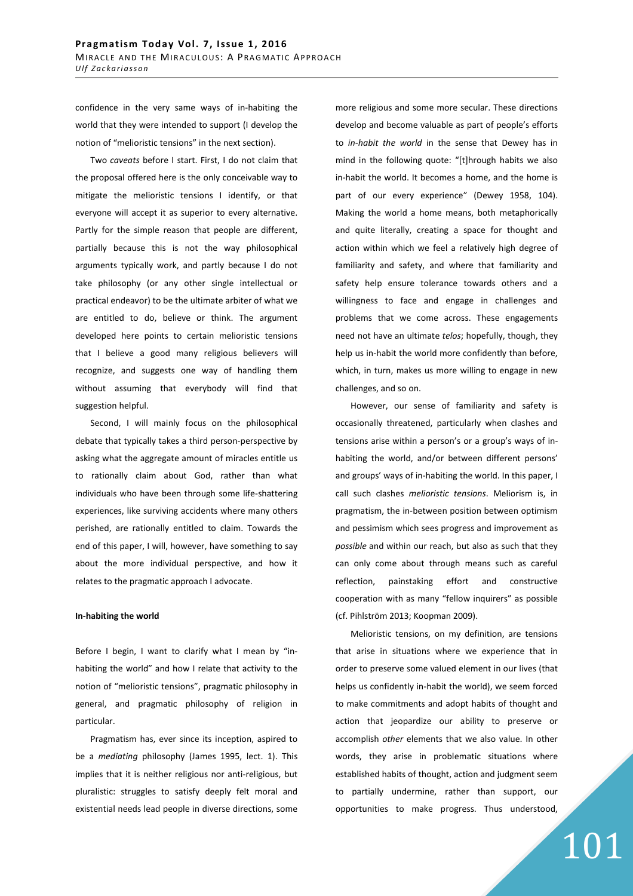confidence in the very same ways of in-habiting the world that they were intended to support (I develop the notion of "melioristic tensions" in the next section).

Two *caveats* before I start. First, I do not claim that the proposal offered here is the only conceivable way to mitigate the melioristic tensions I identify, or that everyone will accept it as superior to every alternative. Partly for the simple reason that people are different, partially because this is not the way philosophical arguments typically work, and partly because I do not take philosophy (or any other single intellectual or practical endeavor) to be the ultimate arbiter of what we are entitled to do, believe or think. The argument developed here points to certain melioristic tensions that I believe a good many religious believers will recognize, and suggests one way of handling them without assuming that everybody will find that suggestion helpful.

Second, I will mainly focus on the philosophical debate that typically takes a third person-perspective by asking what the aggregate amount of miracles entitle us to rationally claim about God, rather than what individuals who have been through some life-shattering experiences, like surviving accidents where many others perished, are rationally entitled to claim. Towards the end of this paper, I will, however, have something to say about the more individual perspective, and how it relates to the pragmatic approach I advocate.

**In-habiting the world**

Before I begin, I want to clarify what I mean by "in-habiting the world" and how I relate that activity to the notion of "melioristic tensions", pragmatic philosophy in general, and pragmatic philosophy of religion in particular.

Pragmatism has, ever since its inception, aspired to be a *mediating* philosophy (James 1995, lect. 1). This implies that it is neither religious nor anti-religious, but pluralistic: struggles to satisfy deeply felt moral and existential needs lead people in diverse directions, some more religious and some more secular. These directions develop and become valuable as part of people's efforts to *in-habit the world* in the sense that Dewey has in mind in the following quote: "[t]hrough habits we also in-habit the world. It becomes a home, and the home is part of our every experience" (Dewey 1958, 104). Making the world a home means, both metaphorically and quite literally, creating a space for thought and action within which we feel a relatively high degree of familiarity and safety, and where that familiarity and safety help ensure tolerance towards others and a willingness to face and engage in challenges and problems that we come across. These engagements need not have an ultimate *telos*; hopefully, though, they help us in-habit the world more confidently than before, which, in turn, makes us more willing to engage in new challenges, and so on.

However, our sense of familiarity and safety is occasionally threatened, particularly when clashes and tensions arise within a person's or a group's ways of in-habiting the world, and/or between different persons' and groups' ways of in-habiting the world. In this paper, I call such clashes *melioristic tensions*. Meliorism is, in pragmatism, the in-between position between optimism and pessimism which sees progress and improvement as *possible* and within our reach, but also as such that they can only come about through means such as careful reflection, painstaking effort and constructive cooperation with as many "fellow inquirers" as possible (cf. Pihlström 2013; Koopman 2009).

Melioristic tensions, on my definition, are tensions that arise in situations where we experience that in order to preserve some valued element in our lives (that helps us confidently in-habit the world), we seem forced to make commitments and adopt habits of thought and action that jeopardize our ability to preserve or accomplish *other* elements that we also value. In other words, they arise in problematic situations where established habits of thought, action and judgment seem to partially undermine, rather than support, our opportunities to make progress. Thus understood,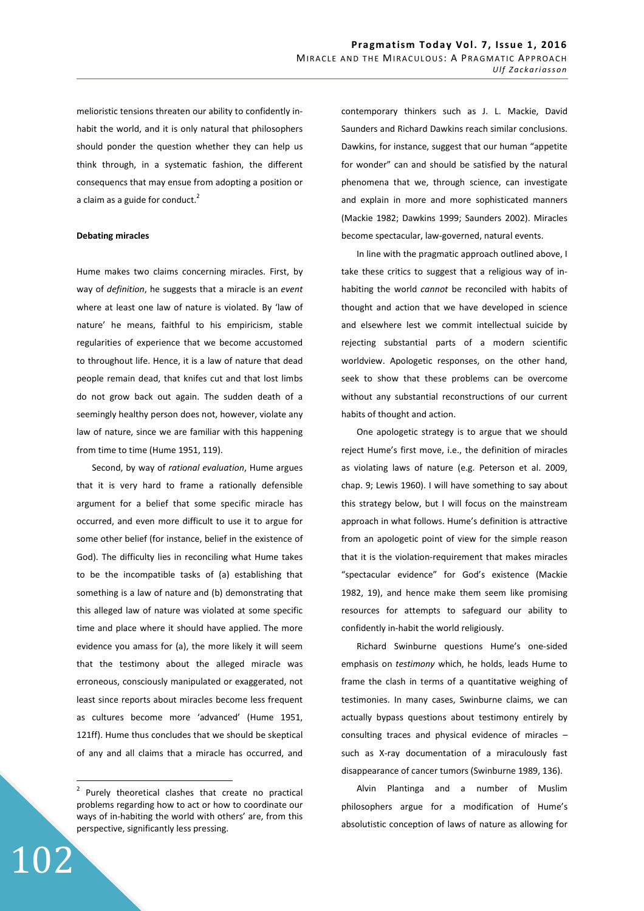melioristic tensions threaten our ability to confidently in-habit the world, and it is only natural that philosophers should ponder the question whether they can help us think through, in a systematic fashion, the different consequencs that may ensue from adopting a position or a claim as a guide for conduct.[2]

### Debating miracles

Hume makes two claims concerning miracles. First, by way of *definition*, he suggests that a miracle is an *event* where at least one law of nature is violated. By 'law of nature' he means, faithful to his empiricism, stable regularities of experience that we become accustomed to throughout life. Hence, it is a law of nature that dead people remain dead, that knifes cut and that lost limbs do not grow back out again. The sudden death of a seemingly healthy person does not, however, violate any law of nature, since we are familiar with this happening from time to time (Hume 1951, 119).

Second, by way of *rational evaluation*, Hume argues that it is very hard to frame a rationally defensible argument for a belief that some specific miracle has occurred, and even more difficult to use it to argue for some other belief (for instance, belief in the existence of God). The difficulty lies in reconciling what Hume takes to be the incompatible tasks of (a) establishing that something is a law of nature and (b) demonstrating that this alleged law of nature was violated at some specific time and place where it should have applied. The more evidence you amass for (a), the more likely it will seem that the testimony about the alleged miracle was erroneous, consciously manipulated or exaggerated, not least since reports about miracles become less frequent as cultures become more 'advanced' (Hume 1951, 121ff). Hume thus concludes that we should be skeptical of any and all claims that a miracle has occurred, and contemporary thinkers such as J. L. Mackie, David Saunders and Richard Dawkins reach similar conclusions. Dawkins, for instance, suggest that our human "appetite for wonder" can and should be satisfied by the natural phenomena that we, through science, can investigate and explain in more and more sophisticated manners (Mackie 1982; Dawkins 1999; Saunders 2002). Miracles become spectacular, law-governed, natural events.

In line with the pragmatic approach outlined above, I take these critics to suggest that a religious way of in-habiting the world *cannot* be reconciled with habits of thought and action that we have developed in science and elsewhere lest we commit intellectual suicide by rejecting substantial parts of a modern scientific worldview. Apologetic responses, on the other hand, seek to show that these problems can be overcome without any substantial reconstructions of our current habits of thought and action.

One apologetic strategy is to argue that we should reject Hume's first move, i.e., the definition of miracles as violating laws of nature (e.g. Peterson et al. 2009, chap. 9; Lewis 1960). I will have something to say about this strategy below, but I will focus on the mainstream approach in what follows. Hume's definition is attractive from an apologetic point of view for the simple reason that it is the violation-requirement that makes miracles "spectacular evidence" for God's existence (Mackie 1982, 19), and hence make them seem like promising resources for attempts to safeguard our ability to confidently in-habit the world religiously.

Richard Swinburne questions Hume's one-sided emphasis on *testimony* which, he holds, leads Hume to frame the clash in terms of a quantitative weighing of testimonies. In many cases, Swinburne claims, we can actually bypass questions about testimony entirely by consulting traces and physical evidence of miracles – such as X-ray documentation of a miraculously fast disappearance of cancer tumors (Swinburne 1989, 136).

Alvin Plantinga and a number of Muslim philosophers argue for a modification of Hume's absolutistic conception of laws of nature as allowing for

[2] Purely theoretical clashes that create no practical problems regarding how to act or how to coordinate our ways of in-habiting the world with others' are, from this perspective, significantly less pressing.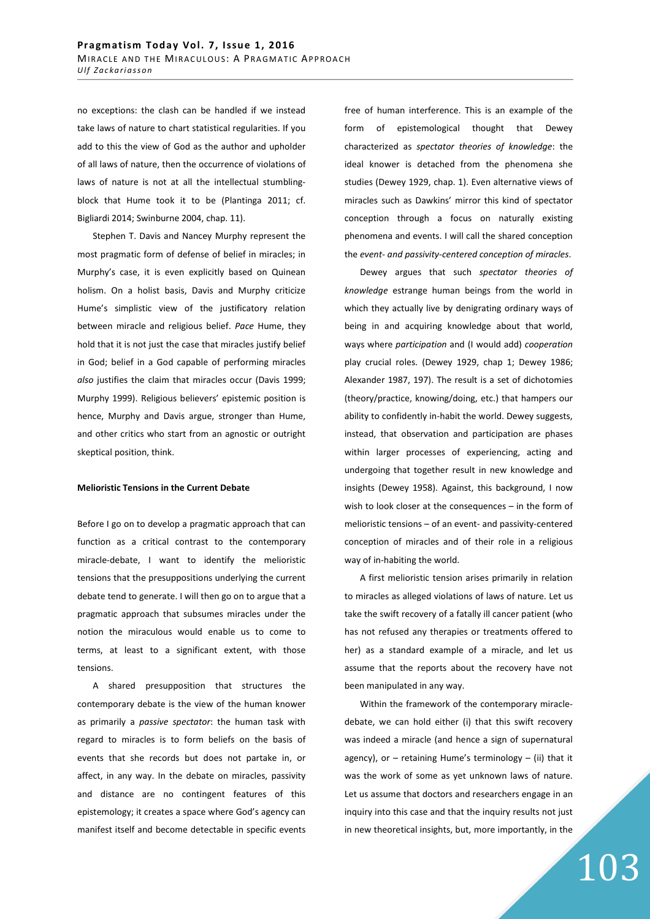no exceptions: the clash can be handled if we instead take laws of nature to chart statistical regularities. If you add to this the view of God as the author and upholder of all laws of nature, then the occurrence of violations of laws of nature is not at all the intellectual stumbling-block that Hume took it to be (Plantinga 2011; cf. Bigliardi 2014; Swinburne 2004, chap. 11).

Stephen T. Davis and Nancey Murphy represent the most pragmatic form of defense of belief in miracles; in Murphy's case, it is even explicitly based on Quinean holism. On a holist basis, Davis and Murphy criticize Hume's simplistic view of the justificatory relation between miracle and religious belief. *Pace* Hume, they hold that it is not just the case that miracles justify belief in God; belief in a God capable of performing miracles *also* justifies the claim that miracles occur (Davis 1999; Murphy 1999). Religious believers' epistemic position is hence, Murphy and Davis argue, stronger than Hume, and other critics who start from an agnostic or outright skeptical position, think.

**Melioristic Tensions in the Current Debate**

Before I go on to develop a pragmatic approach that can function as a critical contrast to the contemporary miracle-debate, I want to identify the melioristic tensions that the presuppositions underlying the current debate tend to generate. I will then go on to argue that a pragmatic approach that subsumes miracles under the notion the miraculous would enable us to come to terms, at least to a significant extent, with those tensions.

A shared presupposition that structures the contemporary debate is the view of the human knower as primarily a *passive spectator*: the human task with regard to miracles is to form beliefs on the basis of events that she records but does not partake in, or affect, in any way. In the debate on miracles, passivity and distance are no contingent features of this epistemology; it creates a space where God's agency can manifest itself and become detectable in specific events free of human interference. This is an example of the form of epistemological thought that Dewey characterized as *spectator theories of knowledge*: the ideal knower is detached from the phenomena she studies (Dewey 1929, chap. 1). Even alternative views of miracles such as Dawkins' mirror this kind of spectator conception through a focus on naturally existing phenomena and events. I will call the shared conception the *event- and passivity-centered conception of miracles*.

Dewey argues that such *spectator theories of knowledge* estrange human beings from the world in which they actually live by denigrating ordinary ways of being in and acquiring knowledge about that world, ways where *participation* and (I would add) *cooperation* play crucial roles. (Dewey 1929, chap 1; Dewey 1986; Alexander 1987, 197). The result is a set of dichotomies (theory/practice, knowing/doing, etc.) that hampers our ability to confidently in-habit the world. Dewey suggests, instead, that observation and participation are phases within larger processes of experiencing, acting and undergoing that together result in new knowledge and insights (Dewey 1958). Against, this background, I now wish to look closer at the consequences – in the form of melioristic tensions – of an event- and passivity-centered conception of miracles and of their role in a religious way of in-habiting the world.

A first melioristic tension arises primarily in relation to miracles as alleged violations of laws of nature. Let us take the swift recovery of a fatally ill cancer patient (who has not refused any therapies or treatments offered to her) as a standard example of a miracle, and let us assume that the reports about the recovery have not been manipulated in any way.

Within the framework of the contemporary miracle-debate, we can hold either (i) that this swift recovery was indeed a miracle (and hence a sign of supernatural agency), or – retaining Hume's terminology – (ii) that it was the work of some as yet unknown laws of nature. Let us assume that doctors and researchers engage in an inquiry into this case and that the inquiry results not just in new theoretical insights, but, more importantly, in the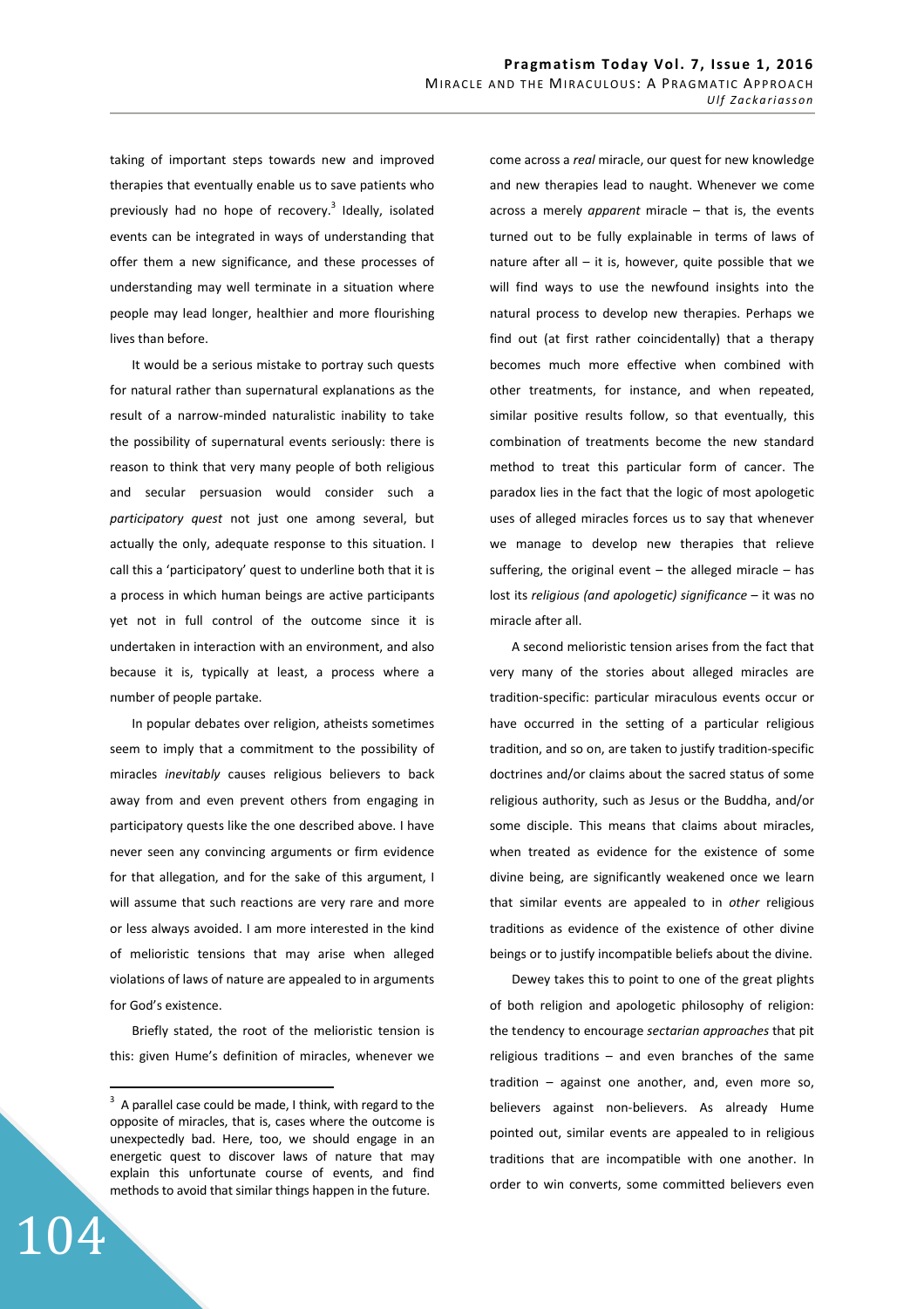taking of important steps towards new and improved therapies that eventually enable us to save patients who previously had no hope of recovery.[3] Ideally, isolated events can be integrated in ways of understanding that offer them a new significance, and these processes of understanding may well terminate in a situation where people may lead longer, healthier and more flourishing lives than before.

It would be a serious mistake to portray such quests for natural rather than supernatural explanations as the result of a narrow-minded naturalistic inability to take the possibility of supernatural events seriously: there is reason to think that very many people of both religious and secular persuasion would consider such a *participatory quest* not just one among several, but actually the only, adequate response to this situation. I call this a 'participatory' quest to underline both that it is a process in which human beings are active participants yet not in full control of the outcome since it is undertaken in interaction with an environment, and also because it is, typically at least, a process where a number of people partake.

In popular debates over religion, atheists sometimes seem to imply that a commitment to the possibility of miracles *inevitably* causes religious believers to back away from and even prevent others from engaging in participatory quests like the one described above. I have never seen any convincing arguments or firm evidence for that allegation, and for the sake of this argument, I will assume that such reactions are very rare and more or less always avoided. I am more interested in the kind of melioristic tensions that may arise when alleged violations of laws of nature are appealed to in arguments for God's existence.

Briefly stated, the root of the melioristic tension is this: given Hume's definition of miracles, whenever we come across a *real* miracle, our quest for new knowledge and new therapies lead to naught. Whenever we come across a merely *apparent* miracle – that is, the events turned out to be fully explainable in terms of laws of nature after all – it is, however, quite possible that we will find ways to use the newfound insights into the natural process to develop new therapies. Perhaps we find out (at first rather coincidentally) that a therapy becomes much more effective when combined with other treatments, for instance, and when repeated, similar positive results follow, so that eventually, this combination of treatments become the new standard method to treat this particular form of cancer. The paradox lies in the fact that the logic of most apologetic uses of alleged miracles forces us to say that whenever we manage to develop new therapies that relieve suffering, the original event – the alleged miracle – has lost its *religious (and apologetic) significance* – it was no miracle after all.

A second melioristic tension arises from the fact that very many of the stories about alleged miracles are tradition-specific: particular miraculous events occur or have occurred in the setting of a particular religious tradition, and so on, are taken to justify tradition-specific doctrines and/or claims about the sacred status of some religious authority, such as Jesus or the Buddha, and/or some disciple. This means that claims about miracles, when treated as evidence for the existence of some divine being, are significantly weakened once we learn that similar events are appealed to in *other* religious traditions as evidence of the existence of other divine beings or to justify incompatible beliefs about the divine.

Dewey takes this to point to one of the great plights of both religion and apologetic philosophy of religion: the tendency to encourage *sectarian approaches* that pit religious traditions – and even branches of the same tradition – against one another, and, even more so, believers against non-believers. As already Hume pointed out, similar events are appealed to in religious traditions that are incompatible with one another. In order to win converts, some committed believers even

---

[3] A parallel case could be made, I think, with regard to the opposite of miracles, that is, cases where the outcome is unexpectedly bad. Here, too, we should engage in an energetic quest to discover laws of nature that may explain this unfortunate course of events, and find methods to avoid that similar things happen in the future.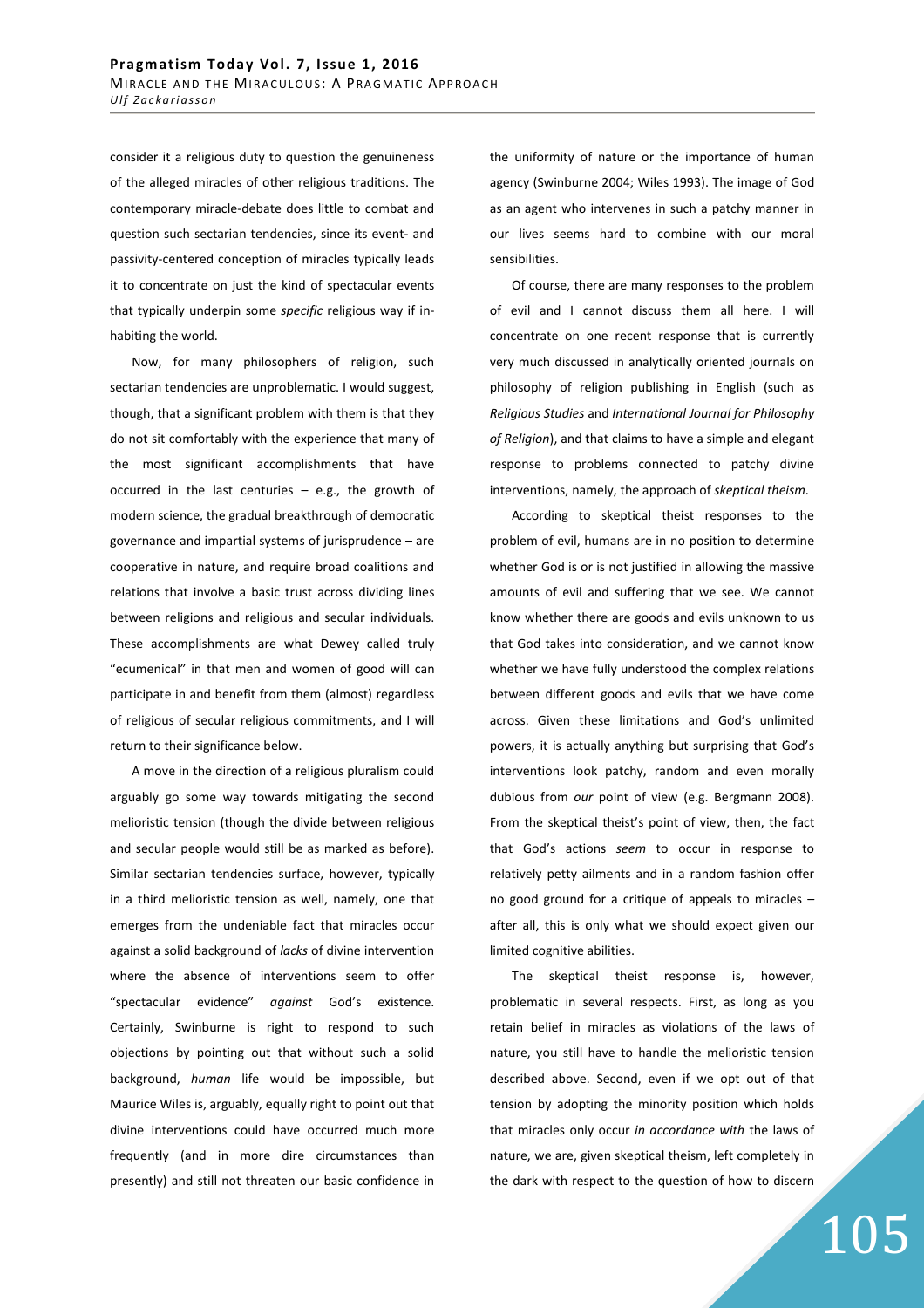consider it a religious duty to question the genuineness of the alleged miracles of other religious traditions. The contemporary miracle-debate does little to combat and question such sectarian tendencies, since its event- and passivity-centered conception of miracles typically leads it to concentrate on just the kind of spectacular events that typically underpin some *specific* religious way if inhabiting the world.

Now, for many philosophers of religion, such sectarian tendencies are unproblematic. I would suggest, though, that a significant problem with them is that they do not sit comfortably with the experience that many of the most significant accomplishments that have occurred in the last centuries – e.g., the growth of modern science, the gradual breakthrough of democratic governance and impartial systems of jurisprudence – are cooperative in nature, and require broad coalitions and relations that involve a basic trust across dividing lines between religions and religious and secular individuals. These accomplishments are what Dewey called truly "ecumenical" in that men and women of good will can participate in and benefit from them (almost) regardless of religious of secular religious commitments, and I will return to their significance below.

A move in the direction of a religious pluralism could arguably go some way towards mitigating the second melioristic tension (though the divide between religious and secular people would still be as marked as before). Similar sectarian tendencies surface, however, typically in a third melioristic tension as well, namely, one that emerges from the undeniable fact that miracles occur against a solid background of *lacks* of divine intervention where the absence of interventions seem to offer "spectacular evidence" *against* God's existence. Certainly, Swinburne is right to respond to such objections by pointing out that without such a solid background, *human* life would be impossible, but Maurice Wiles is, arguably, equally right to point out that divine interventions could have occurred much more frequently (and in more dire circumstances than presently) and still not threaten our basic confidence in the uniformity of nature or the importance of human agency (Swinburne 2004; Wiles 1993). The image of God as an agent who intervenes in such a patchy manner in our lives seems hard to combine with our moral sensibilities.

Of course, there are many responses to the problem of evil and I cannot discuss them all here. I will concentrate on one recent response that is currently very much discussed in analytically oriented journals on philosophy of religion publishing in English (such as *Religious Studies* and *International Journal for Philosophy of Religion*), and that claims to have a simple and elegant response to problems connected to patchy divine interventions, namely, the approach of *skeptical theism*.

According to skeptical theist responses to the problem of evil, humans are in no position to determine whether God is or is not justified in allowing the massive amounts of evil and suffering that we see. We cannot know whether there are goods and evils unknown to us that God takes into consideration, and we cannot know whether we have fully understood the complex relations between different goods and evils that we have come across. Given these limitations and God's unlimited powers, it is actually anything but surprising that God's interventions look patchy, random and even morally dubious from *our* point of view (e.g. Bergmann 2008). From the skeptical theist's point of view, then, the fact that God's actions *seem* to occur in response to relatively petty ailments and in a random fashion offer no good ground for a critique of appeals to miracles – after all, this is only what we should expect given our limited cognitive abilities.

The skeptical theist response is, however, problematic in several respects. First, as long as you retain belief in miracles as violations of the laws of nature, you still have to handle the melioristic tension described above. Second, even if we opt out of that tension by adopting the minority position which holds that miracles only occur *in accordance with* the laws of nature, we are, given skeptical theism, left completely in the dark with respect to the question of how to discern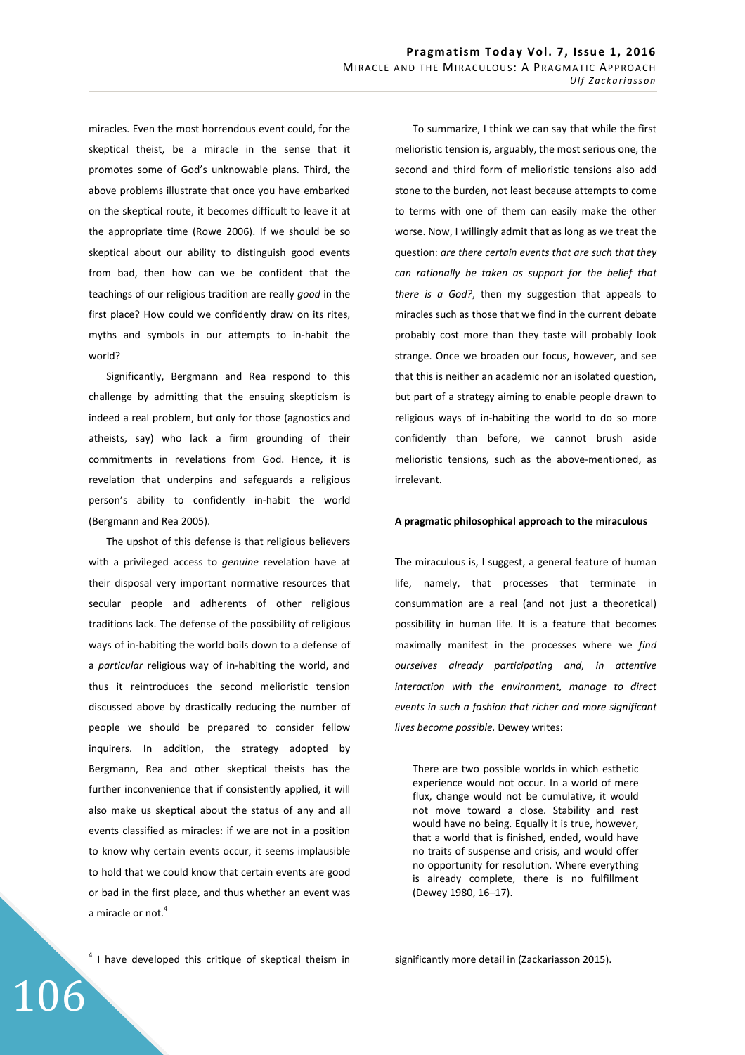miracles. Even the most horrendous event could, for the skeptical theist, be a miracle in the sense that it promotes some of God's unknowable plans. Third, the above problems illustrate that once you have embarked on the skeptical route, it becomes difficult to leave it at the appropriate time (Rowe 2006). If we should be so skeptical about our ability to distinguish good events from bad, then how can we be confident that the teachings of our religious tradition are really *good* in the first place? How could we confidently draw on its rites, myths and symbols in our attempts to in-habit the world?

Significantly, Bergmann and Rea respond to this challenge by admitting that the ensuing skepticism is indeed a real problem, but only for those (agnostics and atheists, say) who lack a firm grounding of their commitments in revelations from God. Hence, it is revelation that underpins and safeguards a religious person's ability to confidently in-habit the world (Bergmann and Rea 2005).

The upshot of this defense is that religious believers with a privileged access to *genuine* revelation have at their disposal very important normative resources that secular people and adherents of other religious traditions lack. The defense of the possibility of religious ways of in-habiting the world boils down to a defense of a *particular* religious way of in-habiting the world, and thus it reintroduces the second melioristic tension discussed above by drastically reducing the number of people we should be prepared to consider fellow inquirers. In addition, the strategy adopted by Bergmann, Rea and other skeptical theists has the further inconvenience that if consistently applied, it will also make us skeptical about the status of any and all events classified as miracles: if we are not in a position to know why certain events occur, it seems implausible to hold that we could know that certain events are good or bad in the first place, and thus whether an event was a miracle or not.[4]

To summarize, I think we can say that while the first melioristic tension is, arguably, the most serious one, the second and third form of melioristic tensions also add stone to the burden, not least because attempts to come to terms with one of them can easily make the other worse. Now, I willingly admit that as long as we treat the question: *are there certain events that are such that they can rationally be taken as support for the belief that there is a God?*, then my suggestion that appeals to miracles such as those that we find in the current debate probably cost more than they taste will probably look strange. Once we broaden our focus, however, and see that this is neither an academic nor an isolated question, but part of a strategy aiming to enable people drawn to religious ways of in-habiting the world to do so more confidently than before, we cannot brush aside melioristic tensions, such as the above-mentioned, as irrelevant.

**A pragmatic philosophical approach to the miraculous**

The miraculous is, I suggest, a general feature of human life, namely, that processes that terminate in consummation are a real (and not just a theoretical) possibility in human life. It is a feature that becomes maximally manifest in the processes where we *find ourselves already participating and, in attentive interaction with the environment, manage to direct events in such a fashion that richer and more significant lives become possible.* Dewey writes:

> There are two possible worlds in which esthetic experience would not occur. In a world of mere flux, change would not be cumulative, it would not move toward a close. Stability and rest would have no being. Equally it is true, however, that a world that is finished, ended, would have no traits of suspense and crisis, and would offer no opportunity for resolution. Where everything is already complete, there is no fulfillment (Dewey 1980, 16–17).

---

[4] I have developed this critique of skeptical theism in significantly more detail in (Zackariasson 2015).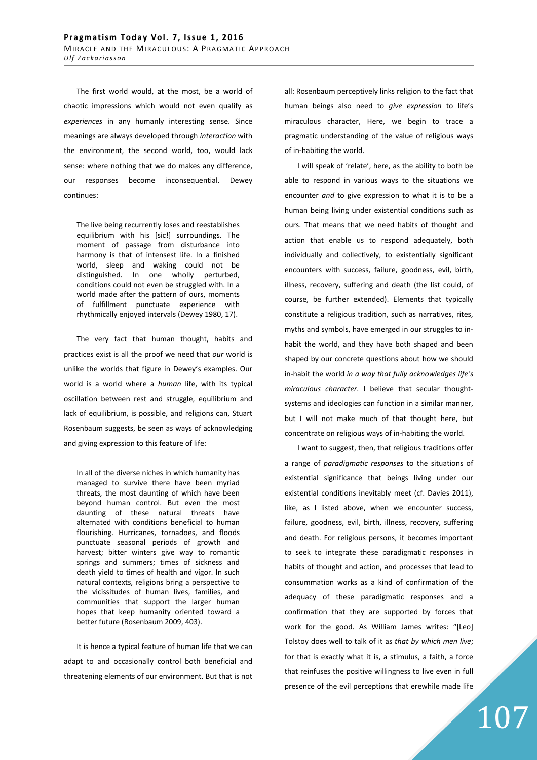The first world would, at the most, be a world of chaotic impressions which would not even qualify as *experiences* in any humanly interesting sense. Since meanings are always developed through *interaction* with the environment, the second world, too, would lack sense: where nothing that we do makes any difference, our responses become inconsequential. Dewey continues:

> The live being recurrently loses and reestablishes equilibrium with his [sic!] surroundings. The moment of passage from disturbance into harmony is that of intensest life. In a finished world, sleep and waking could not be distinguished. In one wholly perturbed, conditions could not even be struggled with. In a world made after the pattern of ours, moments of fulfillment punctuate experience with rhythmically enjoyed intervals (Dewey 1980, 17).

The very fact that human thought, habits and practices exist is all the proof we need that *our* world is unlike the worlds that figure in Dewey's examples. Our world is a world where a *human* life, with its typical oscillation between rest and struggle, equilibrium and lack of equilibrium, is possible, and religions can, Stuart Rosenbaum suggests, be seen as ways of acknowledging and giving expression to this feature of life:

> In all of the diverse niches in which humanity has managed to survive there have been myriad threats, the most daunting of which have been beyond human control. But even the most daunting of these natural threats have alternated with conditions beneficial to human flourishing. Hurricanes, tornadoes, and floods punctuate seasonal periods of growth and harvest; bitter winters give way to romantic springs and summers; times of sickness and death yield to times of health and vigor. In such natural contexts, religions bring a perspective to the vicissitudes of human lives, families, and communities that support the larger human hopes that keep humanity oriented toward a better future (Rosenbaum 2009, 403).

It is hence a typical feature of human life that we can adapt to and occasionally control both beneficial and threatening elements of our environment. But that is not all: Rosenbaum perceptively links religion to the fact that human beings also need to *give expression* to life's miraculous character, Here, we begin to trace a pragmatic understanding of the value of religious ways of in-habiting the world.

I will speak of 'relate', here, as the ability to both be able to respond in various ways to the situations we encounter *and* to give expression to what it is to be a human being living under existential conditions such as ours. That means that we need habits of thought and action that enable us to respond adequately, both individually and collectively, to existentially significant encounters with success, failure, goodness, evil, birth, illness, recovery, suffering and death (the list could, of course, be further extended). Elements that typically constitute a religious tradition, such as narratives, rites, myths and symbols, have emerged in our struggles to in-habit the world, and they have both shaped and been shaped by our concrete questions about how we should in-habit the world *in a way that fully acknowledges life's miraculous character*. I believe that secular thought-systems and ideologies can function in a similar manner, but I will not make much of that thought here, but concentrate on religious ways of in-habiting the world.

I want to suggest, then, that religious traditions offer a range of *paradigmatic responses* to the situations of existential significance that beings living under our existential conditions inevitably meet (cf. Davies 2011), like, as I listed above, when we encounter success, failure, goodness, evil, birth, illness, recovery, suffering and death. For religious persons, it becomes important to seek to integrate these paradigmatic responses in habits of thought and action, and processes that lead to consummation works as a kind of confirmation of the adequacy of these paradigmatic responses and a confirmation that they are supported by forces that work for the good. As William James writes: "[Leo] Tolstoy does well to talk of it as *that by which men live*; for that is exactly what it is, a stimulus, a faith, a force that reinfuses the positive willingness to live even in full presence of the evil perceptions that erewhile made life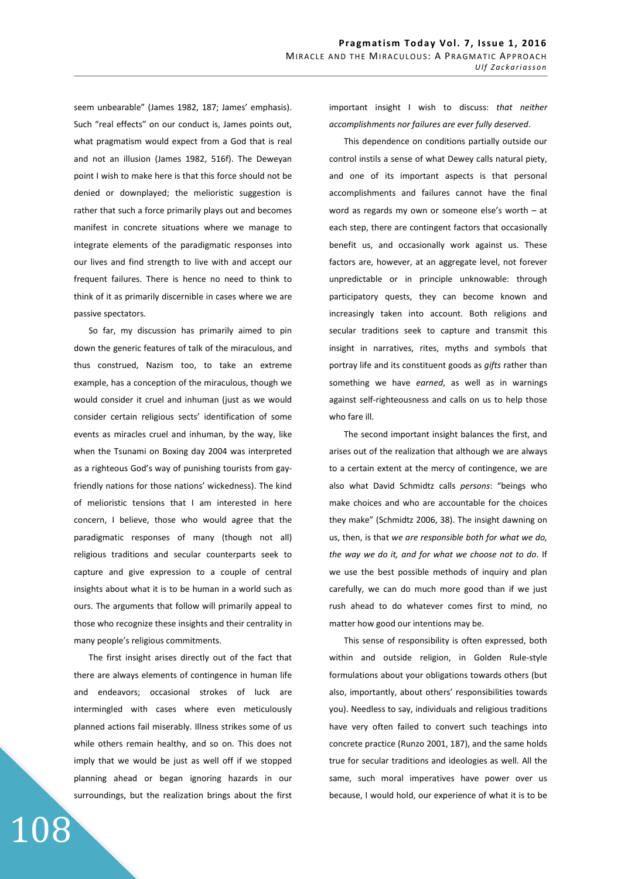seem unbearable" (James 1982, 187; James' emphasis). Such "real effects" on our conduct is, James points out, what pragmatism would expect from a God that is real and not an illusion (James 1982, 516f). The Deweyan point I wish to make here is that this force should not be denied or downplayed; the melioristic suggestion is rather that such a force primarily plays out and becomes manifest in concrete situations where we manage to integrate elements of the paradigmatic responses into our lives and find strength to live with and accept our frequent failures. There is hence no need to think to think of it as primarily discernible in cases where we are passive spectators.

So far, my discussion has primarily aimed to pin down the generic features of talk of the miraculous, and thus construed, Nazism too, to take an extreme example, has a conception of the miraculous, though we would consider it cruel and inhuman (just as we would consider certain religious sects' identification of some events as miracles cruel and inhuman, by the way, like when the Tsunami on Boxing day 2004 was interpreted as a righteous God's way of punishing tourists from gay-friendly nations for those nations' wickedness). The kind of melioristic tensions that I am interested in here concern, I believe, those who would agree that the paradigmatic responses of many (though not all) religious traditions and secular counterparts seek to capture and give expression to a couple of central insights about what it is to be human in a world such as ours. The arguments that follow will primarily appeal to those who recognize these insights and their centrality in many people's religious commitments.

The first insight arises directly out of the fact that there are always elements of contingence in human life and endeavors; occasional strokes of luck are intermingled with cases where even meticulously planned actions fail miserably. Illness strikes some of us while others remain healthy, and so on. This does not imply that we would be just as well off if we stopped planning ahead or began ignoring hazards in our surroundings, but the realization brings about the first important insight I wish to discuss: *that neither accomplishments nor failures are ever fully deserved*.

This dependence on conditions partially outside our control instils a sense of what Dewey calls natural piety, and one of its important aspects is that personal accomplishments and failures cannot have the final word as regards my own or someone else's worth – at each step, there are contingent factors that occasionally benefit us, and occasionally work against us. These factors are, however, at an aggregate level, not forever unpredictable or in principle unknowable: through participatory quests, they can become known and increasingly taken into account. Both religions and secular traditions seek to capture and transmit this insight in narratives, rites, myths and symbols that portray life and its constituent goods as *gifts* rather than something we have *earned*, as well as in warnings against self-righteousness and calls on us to help those who fare ill.

The second important insight balances the first, and arises out of the realization that although we are always to a certain extent at the mercy of contingence, we are also what David Schmidtz calls *persons*: "beings who make choices and who are accountable for the choices they make" (Schmidtz 2006, 38). The insight dawning on us, then, is that *we are responsible both for what we do, the way we do it, and for what we choose not to do*. If we use the best possible methods of inquiry and plan carefully, we can do much more good than if we just rush ahead to do whatever comes first to mind, no matter how good our intentions may be.

This sense of responsibility is often expressed, both within and outside religion, in Golden Rule-style formulations about your obligations towards others (but also, importantly, about others' responsibilities towards you). Needless to say, individuals and religious traditions have very often failed to convert such teachings into concrete practice (Runzo 2001, 187), and the same holds true for secular traditions and ideologies as well. All the same, such moral imperatives have power over us because, I would hold, our experience of what it is to be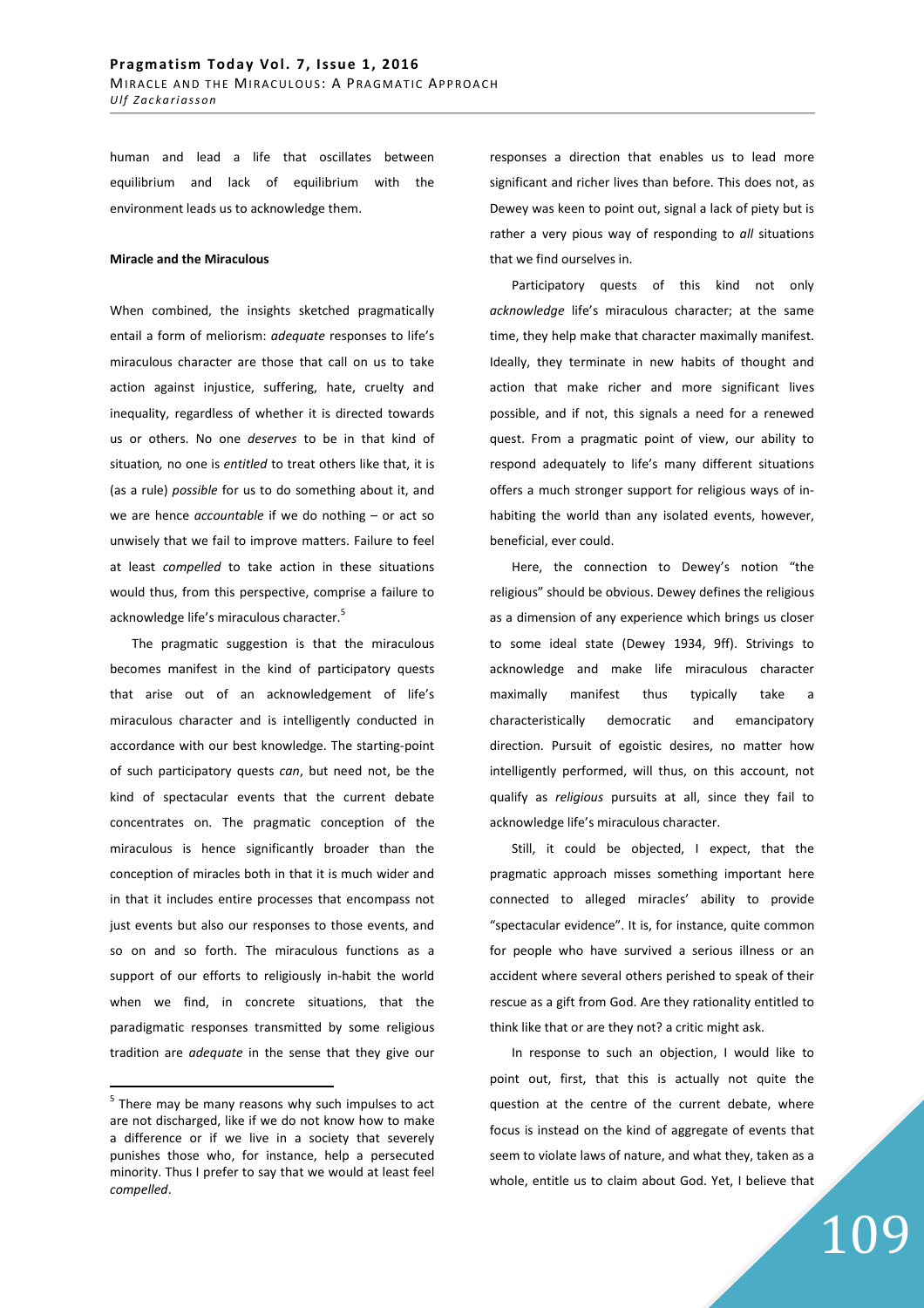human and lead a life that oscillates between equilibrium and lack of equilibrium with the environment leads us to acknowledge them.

**Miracle and the Miraculous**

When combined, the insights sketched pragmatically entail a form of meliorism: *adequate* responses to life's miraculous character are those that call on us to take action against injustice, suffering, hate, cruelty and inequality, regardless of whether it is directed towards us or others. No one *deserves* to be in that kind of situation*,* no one is *entitled* to treat others like that, it is (as a rule) *possible* for us to do something about it, and we are hence *accountable* if we do nothing – or act so unwisely that we fail to improve matters. Failure to feel at least *compelled* to take action in these situations would thus, from this perspective, comprise a failure to acknowledge life's miraculous character.[5]

The pragmatic suggestion is that the miraculous becomes manifest in the kind of participatory quests that arise out of an acknowledgement of life's miraculous character and is intelligently conducted in accordance with our best knowledge. The starting-point of such participatory quests *can*, but need not, be the kind of spectacular events that the current debate concentrates on. The pragmatic conception of the miraculous is hence significantly broader than the conception of miracles both in that it is much wider and in that it includes entire processes that encompass not just events but also our responses to those events, and so on and so forth. The miraculous functions as a support of our efforts to religiously in-habit the world when we find, in concrete situations, that the paradigmatic responses transmitted by some religious tradition are *adequate* in the sense that they give our responses a direction that enables us to lead more significant and richer lives than before. This does not, as Dewey was keen to point out, signal a lack of piety but is rather a very pious way of responding to *all* situations that we find ourselves in.

Participatory quests of this kind not only *acknowledge* life's miraculous character; at the same time, they help make that character maximally manifest. Ideally, they terminate in new habits of thought and action that make richer and more significant lives possible, and if not, this signals a need for a renewed quest. From a pragmatic point of view, our ability to respond adequately to life's many different situations offers a much stronger support for religious ways of in-habiting the world than any isolated events, however, beneficial, ever could.

Here, the connection to Dewey's notion "the religious" should be obvious. Dewey defines the religious as a dimension of any experience which brings us closer to some ideal state (Dewey 1934, 9ff). Strivings to acknowledge and make life miraculous character maximally manifest thus typically take a characteristically democratic and emancipatory direction. Pursuit of egoistic desires, no matter how intelligently performed, will thus, on this account, not qualify as *religious* pursuits at all, since they fail to acknowledge life's miraculous character.

Still, it could be objected, I expect, that the pragmatic approach misses something important here connected to alleged miracles' ability to provide "spectacular evidence". It is, for instance, quite common for people who have survived a serious illness or an accident where several others perished to speak of their rescue as a gift from God. Are they rationality entitled to think like that or are they not? a critic might ask.

In response to such an objection, I would like to point out, first, that this is actually not quite the question at the centre of the current debate, where focus is instead on the kind of aggregate of events that seem to violate laws of nature, and what they, taken as a whole, entitle us to claim about God. Yet, I believe that

---

[5] There may be many reasons why such impulses to act are not discharged, like if we do not know how to make a difference or if we live in a society that severely punishes those who, for instance, help a persecuted minority. Thus I prefer to say that we would at least feel *compelled*.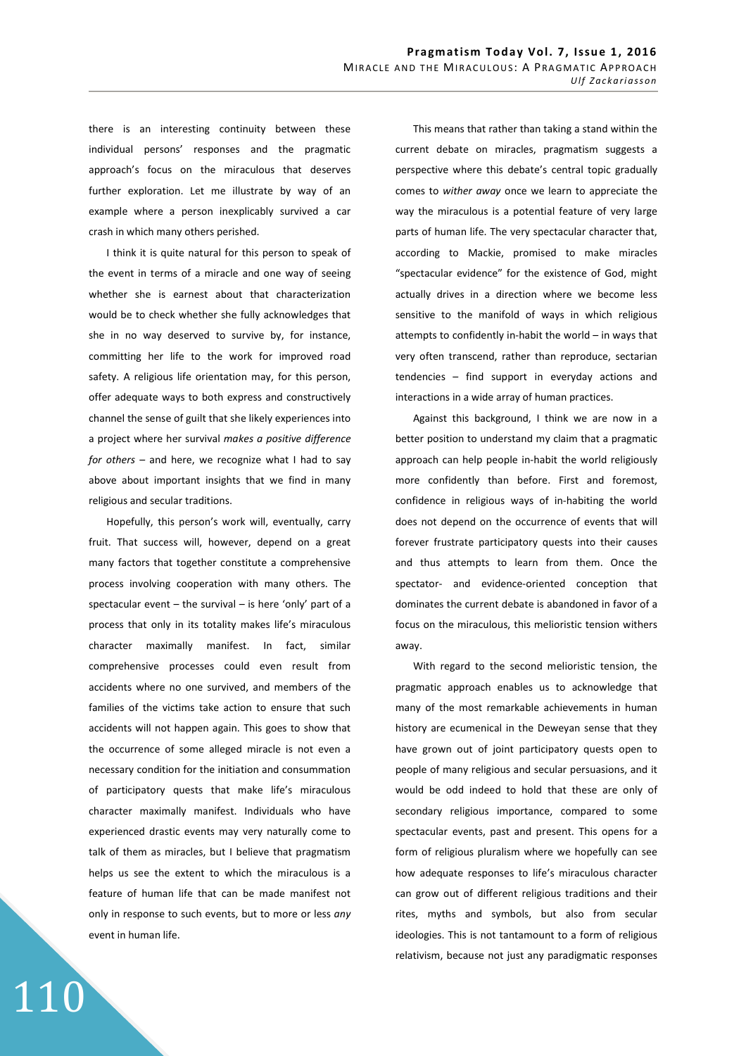there is an interesting continuity between these individual persons' responses and the pragmatic approach's focus on the miraculous that deserves further exploration. Let me illustrate by way of an example where a person inexplicably survived a car crash in which many others perished.

I think it is quite natural for this person to speak of the event in terms of a miracle and one way of seeing whether she is earnest about that characterization would be to check whether she fully acknowledges that she in no way deserved to survive by, for instance, committing her life to the work for improved road safety. A religious life orientation may, for this person, offer adequate ways to both express and constructively channel the sense of guilt that she likely experiences into a project where her survival *makes a positive difference for others* – and here, we recognize what I had to say above about important insights that we find in many religious and secular traditions.

Hopefully, this person's work will, eventually, carry fruit. That success will, however, depend on a great many factors that together constitute a comprehensive process involving cooperation with many others. The spectacular event – the survival – is here 'only' part of a process that only in its totality makes life's miraculous character maximally manifest. In fact, similar comprehensive processes could even result from accidents where no one survived, and members of the families of the victims take action to ensure that such accidents will not happen again. This goes to show that the occurrence of some alleged miracle is not even a necessary condition for the initiation and consummation of participatory quests that make life's miraculous character maximally manifest. Individuals who have experienced drastic events may very naturally come to talk of them as miracles, but I believe that pragmatism helps us see the extent to which the miraculous is a feature of human life that can be made manifest not only in response to such events, but to more or less *any* event in human life.

This means that rather than taking a stand within the current debate on miracles, pragmatism suggests a perspective where this debate's central topic gradually comes to *wither away* once we learn to appreciate the way the miraculous is a potential feature of very large parts of human life. The very spectacular character that, according to Mackie, promised to make miracles "spectacular evidence" for the existence of God, might actually drives in a direction where we become less sensitive to the manifold of ways in which religious attempts to confidently in-habit the world – in ways that very often transcend, rather than reproduce, sectarian tendencies – find support in everyday actions and interactions in a wide array of human practices.

Against this background, I think we are now in a better position to understand my claim that a pragmatic approach can help people in-habit the world religiously more confidently than before. First and foremost, confidence in religious ways of in-habiting the world does not depend on the occurrence of events that will forever frustrate participatory quests into their causes and thus attempts to learn from them. Once the spectator- and evidence-oriented conception that dominates the current debate is abandoned in favor of a focus on the miraculous, this melioristic tension withers away.

With regard to the second melioristic tension, the pragmatic approach enables us to acknowledge that many of the most remarkable achievements in human history are ecumenical in the Deweyan sense that they have grown out of joint participatory quests open to people of many religious and secular persuasions, and it would be odd indeed to hold that these are only of secondary religious importance, compared to some spectacular events, past and present. This opens for a form of religious pluralism where we hopefully can see how adequate responses to life's miraculous character can grow out of different religious traditions and their rites, myths and symbols, but also from secular ideologies. This is not tantamount to a form of religious relativism, because not just any paradigmatic responses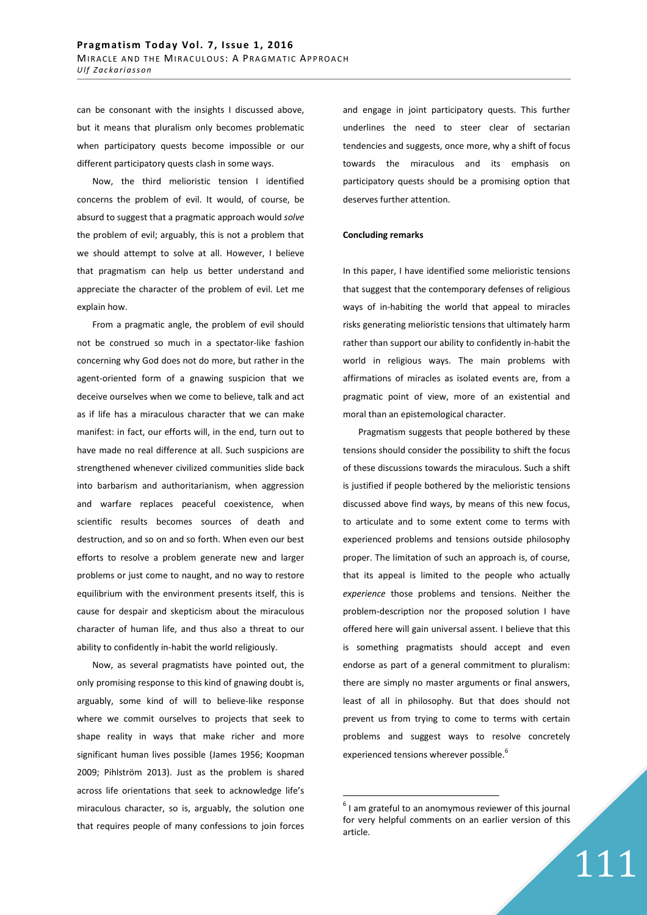can be consonant with the insights I discussed above, but it means that pluralism only becomes problematic when participatory quests become impossible or our different participatory quests clash in some ways.

Now, the third melioristic tension I identified concerns the problem of evil. It would, of course, be absurd to suggest that a pragmatic approach would *solve* the problem of evil; arguably, this is not a problem that we should attempt to solve at all. However, I believe that pragmatism can help us better understand and appreciate the character of the problem of evil. Let me explain how.

From a pragmatic angle, the problem of evil should not be construed so much in a spectator-like fashion concerning why God does not do more, but rather in the agent-oriented form of a gnawing suspicion that we deceive ourselves when we come to believe, talk and act as if life has a miraculous character that we can make manifest: in fact, our efforts will, in the end, turn out to have made no real difference at all. Such suspicions are strengthened whenever civilized communities slide back into barbarism and authoritarianism, when aggression and warfare replaces peaceful coexistence, when scientific results becomes sources of death and destruction, and so on and so forth. When even our best efforts to resolve a problem generate new and larger problems or just come to naught, and no way to restore equilibrium with the environment presents itself, this is cause for despair and skepticism about the miraculous character of human life, and thus also a threat to our ability to confidently in-habit the world religiously.

Now, as several pragmatists have pointed out, the only promising response to this kind of gnawing doubt is, arguably, some kind of will to believe-like response where we commit ourselves to projects that seek to shape reality in ways that make richer and more significant human lives possible (James 1956; Koopman 2009; Pihlström 2013). Just as the problem is shared across life orientations that seek to acknowledge life's miraculous character, so is, arguably, the solution one that requires people of many confessions to join forces and engage in joint participatory quests. This further underlines the need to steer clear of sectarian tendencies and suggests, once more, why a shift of focus towards the miraculous and its emphasis on participatory quests should be a promising option that deserves further attention.

**Concluding remarks**

In this paper, I have identified some melioristic tensions that suggest that the contemporary defenses of religious ways of in-habiting the world that appeal to miracles risks generating melioristic tensions that ultimately harm rather than support our ability to confidently in-habit the world in religious ways. The main problems with affirmations of miracles as isolated events are, from a pragmatic point of view, more of an existential and moral than an epistemological character.

Pragmatism suggests that people bothered by these tensions should consider the possibility to shift the focus of these discussions towards the miraculous. Such a shift is justified if people bothered by the melioristic tensions discussed above find ways, by means of this new focus, to articulate and to some extent come to terms with experienced problems and tensions outside philosophy proper. The limitation of such an approach is, of course, that its appeal is limited to the people who actually *experience* those problems and tensions. Neither the problem-description nor the proposed solution I have offered here will gain universal assent. I believe that this is something pragmatists should accept and even endorse as part of a general commitment to pluralism: there are simply no master arguments or final answers, least of all in philosophy. But that does should not prevent us from trying to come to terms with certain problems and suggest ways to resolve concretely experienced tensions wherever possible.[6]

[6] I am grateful to an anonymous reviewer of this journal for very helpful comments on an earlier version of this article.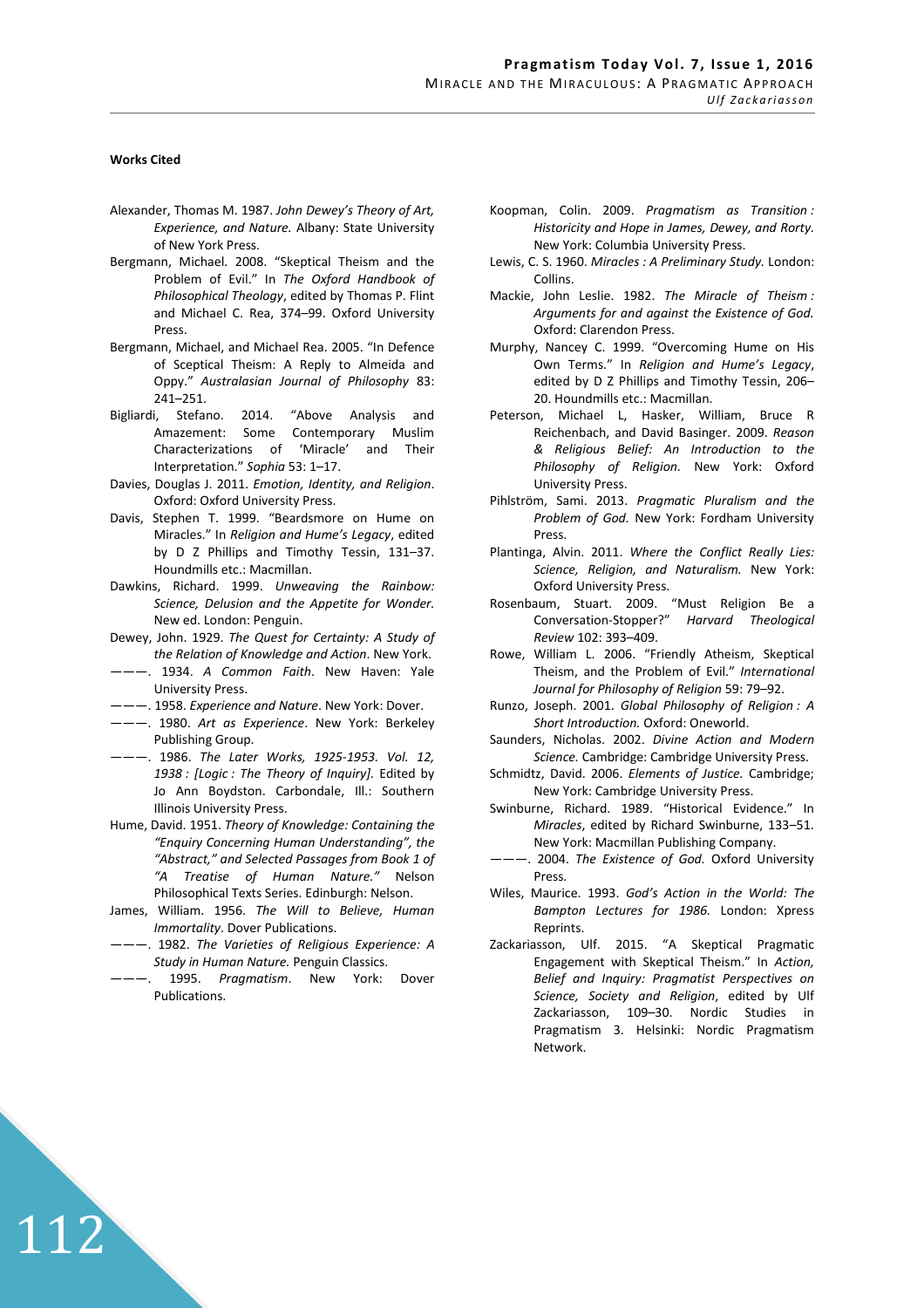**Works Cited**

Alexander, Thomas M. 1987. *John Dewey's Theory of Art, Experience, and Nature.* Albany: State University of New York Press.

Bergmann, Michael. 2008. "Skeptical Theism and the Problem of Evil." In *The Oxford Handbook of Philosophical Theology*, edited by Thomas P. Flint and Michael C. Rea, 374–99. Oxford University Press.

Bergmann, Michael, and Michael Rea. 2005. "In Defence of Sceptical Theism: A Reply to Almeida and Oppy." *Australasian Journal of Philosophy* 83: 241–251.

Bigliardi, Stefano. 2014. "Above Analysis and Amazement: Some Contemporary Muslim Characterizations of 'Miracle' and Their Interpretation." *Sophia* 53: 1–17.

Davies, Douglas J. 2011. *Emotion, Identity, and Religion*. Oxford: Oxford University Press.

Davis, Stephen T. 1999. "Beardsmore on Hume on Miracles." In *Religion and Hume's Legacy*, edited by D Z Phillips and Timothy Tessin, 131–37. Houndmills etc.: Macmillan.

Dawkins, Richard. 1999. *Unweaving the Rainbow: Science, Delusion and the Appetite for Wonder.* New ed. London: Penguin.

Dewey, John. 1929. *The Quest for Certainty: A Study of the Relation of Knowledge and Action*. New York.

———. 1934. *A Common Faith*. New Haven: Yale University Press.

———. 1958. *Experience and Nature*. New York: Dover.

———. 1980. *Art as Experience*. New York: Berkeley Publishing Group.

———. 1986. *The Later Works, 1925-1953. Vol. 12, 1938 : [Logic : The Theory of Inquiry].* Edited by Jo Ann Boydston. Carbondale, Ill.: Southern Illinois University Press.

Hume, David. 1951. *Theory of Knowledge: Containing the "Enquiry Concerning Human Understanding", the "Abstract," and Selected Passages from Book 1 of "A Treatise of Human Nature."* Nelson Philosophical Texts Series. Edinburgh: Nelson.

James, William. 1956. *The Will to Believe, Human Immortality*. Dover Publications.

———. 1982. *The Varieties of Religious Experience: A Study in Human Nature.* Penguin Classics.

———. 1995. *Pragmatism*. New York: Dover Publications.

Koopman, Colin. 2009. *Pragmatism as Transition : Historicity and Hope in James, Dewey, and Rorty.* New York: Columbia University Press.

Lewis, C. S. 1960. *Miracles : A Preliminary Study.* London: Collins.

Mackie, John Leslie. 1982. *The Miracle of Theism : Arguments for and against the Existence of God.* Oxford: Clarendon Press.

Murphy, Nancey C. 1999. "Overcoming Hume on His Own Terms." In *Religion and Hume's Legacy*, edited by D Z Phillips and Timothy Tessin, 206–20. Houndmills etc.: Macmillan.

Peterson, Michael L, Hasker, William, Bruce R Reichenbach, and David Basinger. 2009. *Reason & Religious Belief: An Introduction to the Philosophy of Religion.* New York: Oxford University Press.

Pihlström, Sami. 2013. *Pragmatic Pluralism and the Problem of God.* New York: Fordham University Press.

Plantinga, Alvin. 2011. *Where the Conflict Really Lies: Science, Religion, and Naturalism.* New York: Oxford University Press.

Rosenbaum, Stuart. 2009. "Must Religion Be a Conversation-Stopper?" *Harvard Theological Review* 102: 393–409.

Rowe, William L. 2006. "Friendly Atheism, Skeptical Theism, and the Problem of Evil." *International Journal for Philosophy of Religion* 59: 79–92.

Runzo, Joseph. 2001. *Global Philosophy of Religion : A Short Introduction.* Oxford: Oneworld.

Saunders, Nicholas. 2002. *Divine Action and Modern Science.* Cambridge: Cambridge University Press.

Schmidtz, David. 2006. *Elements of Justice.* Cambridge; New York: Cambridge University Press.

Swinburne, Richard. 1989. "Historical Evidence." In *Miracles*, edited by Richard Swinburne, 133–51. New York: Macmillan Publishing Company.

———. 2004. *The Existence of God.* Oxford University Press.

Wiles, Maurice. 1993. *God's Action in the World: The Bampton Lectures for 1986.* London: Xpress Reprints.

Zackariasson, Ulf. 2015. "A Skeptical Pragmatic Engagement with Skeptical Theism." In *Action, Belief and Inquiry: Pragmatist Perspectives on Science, Society and Religion*, edited by Ulf Zackariasson, 109–30. Nordic Studies in Pragmatism 3. Helsinki: Nordic Pragmatism Network.